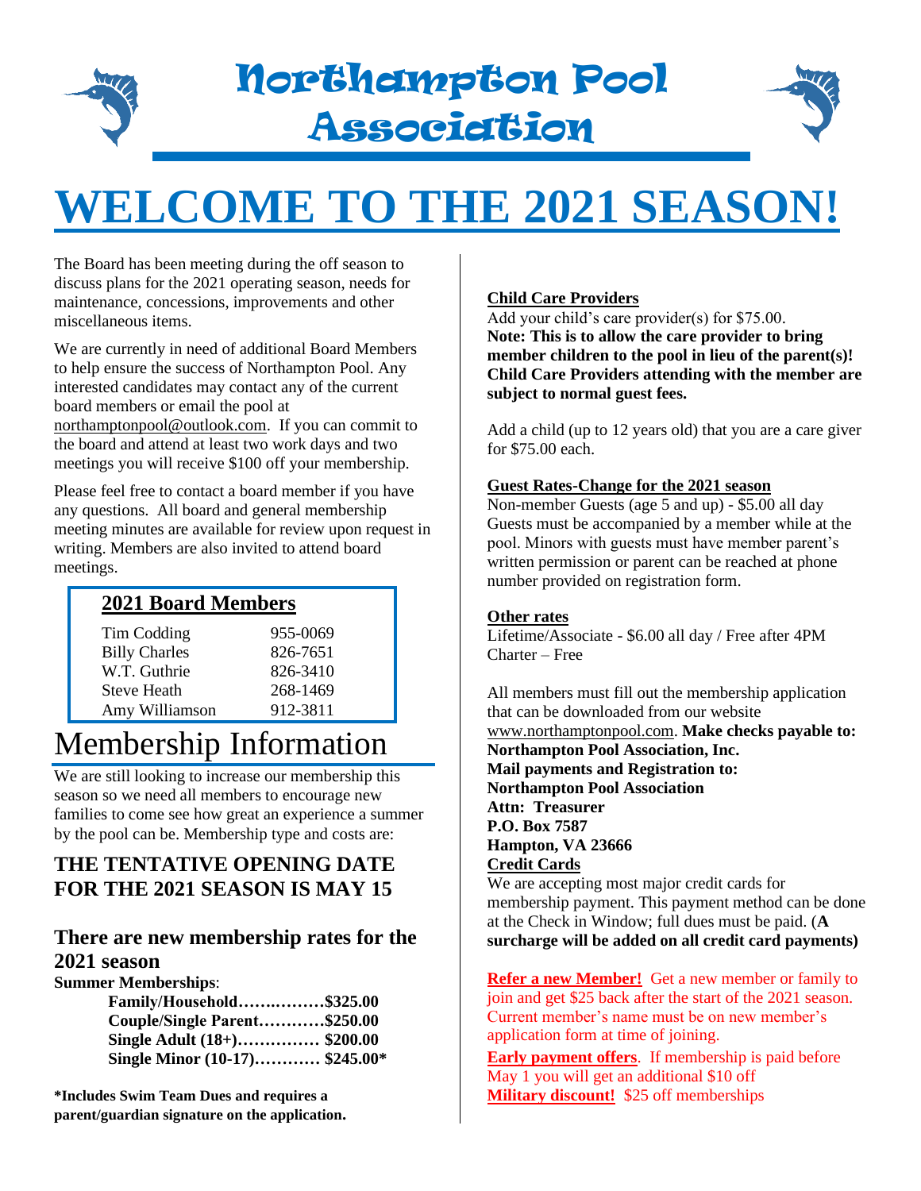# Northampton Pool Association

# WELCOME TO THE 2021 SEASON!

The Board has been meeting during the off season to discuss plans for the 2021 operating season, needs for maintenance, concessions, improvements and other miscellaneous items.

We are currently in need of additional Board Members to help ensure the success of Northampton Pool. Any interested candidates may contact any of the current board members or email the pool at northamptonpool@outlook.com. If you can commit to the board and attend at least two work days and two meetings you will receive $100 off your membership.

Please feel free to contact a board member if you have any questions. All board and general membership meeting minutes are available for review upon request in writing. Members are also invited to attend board meetings.

### 2021 Board Members

| | |
|---|---|
| Tim Codding | 955-0069 |
| Billy Charles | 826-7651 |
| W.T. Guthrie | 826-3410 |
| Steve Heath | 268-1469 |
| Amy Williamson | 912-3811 |

# Membership Information

We are still looking to increase our membership this season so we need all members to encourage new families to come see how great an experience a summer by the pool can be. Membership type and costs are:

## THE TENTATIVE OPENING DATE FOR THE 2021 SEASON IS MAY 15

## There are new membership rates for the 2021 season

**Summer Memberships**:

- **Family/Household……..………$325.00**
- **Couple/Single Parent…………$250.00**
- **Single Adult (18+)…………… $200.00**
- **Single Minor (10-17)………… $245.00***

**\*Includes Swim Team Dues and requires a parent/guardian signature on the application.**

**Child Care Providers**

Add your child's care provider(s) for $75.00. **Note: This is to allow the care provider to bring member children to the pool in lieu of the parent(s)! Child Care Providers attending with the member are subject to normal guest fees.**

Add a child (up to 12 years old) that you are a care giver for $75.00 each.

**Guest Rates-Change for the 2021 season**

Non-member Guests (age 5 and up) - $5.00 all day

Guests must be accompanied by a member while at the pool. Minors with guests must have member parent's written permission or parent can be reached at phone number provided on registration form.

**Other rates**

Lifetime/Associate - $6.00 all day / Free after 4PM

Charter – Free

All members must fill out the membership application that can be downloaded from our website www.northamptonpool.com. **Make checks payable to: Northampton Pool Association, Inc.**

**Mail payments and Registration to:**
**Northampton Pool Association**
**Attn: Treasurer**
**P.O. Box 7587**
**Hampton, VA 23666**

**Credit Cards**

We are accepting most major credit cards for membership payment. This payment method can be done at the Check in Window; full dues must be paid. (**A surcharge will be added on all credit card payments)**

**Refer a new Member!** Get a new member or family to join and get $25 back after the start of the 2021 season. Current member's name must be on new member's application form at time of joining.

**Early payment offers**. If membership is paid before May 1 you will get an additional $10 off

**Military discount!** $25 off memberships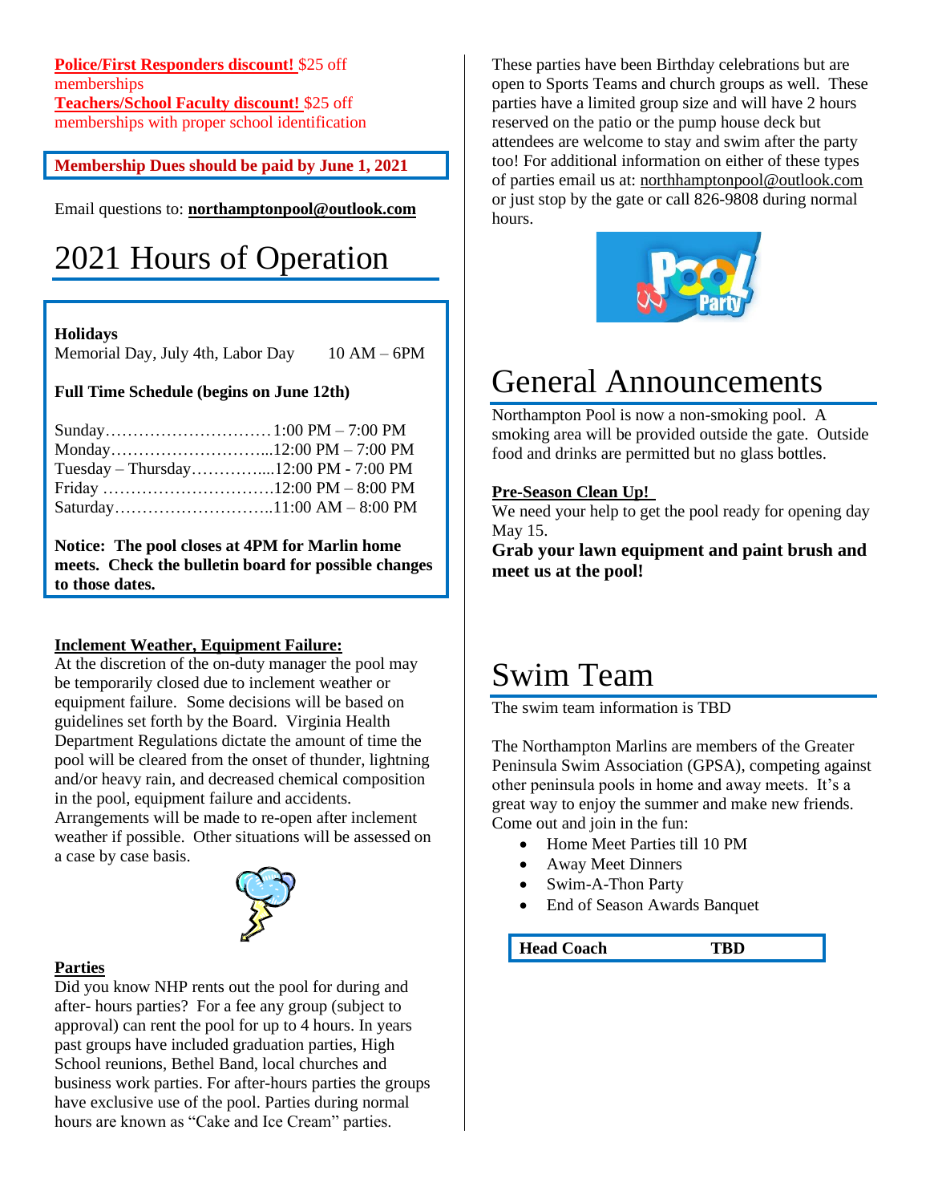**Police/First Responders discount!** $25 off memberships
**Teachers/School Faculty discount!** $25 off memberships with proper school identification

**Membership Dues should be paid by June 1, 2021**

Email questions to: **northamptonpool@outlook.com**

# 2021 Hours of Operation

**Holidays**
Memorial Day, July 4th, Labor Day 10 AM – 6PM

**Full Time Schedule (begins on June 12th)**

Sunday………………………… 1:00 PM – 7:00 PM
Monday………………………...12:00 PM – 7:00 PM
Tuesday – Thursday…………....12:00 PM - 7:00 PM
Friday ………………………….12:00 PM – 8:00 PM
Saturday………………………..11:00 AM – 8:00 PM

**Notice: The pool closes at 4PM for Marlin home meets. Check the bulletin board for possible changes to those dates.**

**Inclement Weather, Equipment Failure:**
At the discretion of the on-duty manager the pool may be temporarily closed due to inclement weather or equipment failure. Some decisions will be based on guidelines set forth by the Board. Virginia Health Department Regulations dictate the amount of time the pool will be cleared from the onset of thunder, lightning and/or heavy rain, and decreased chemical composition in the pool, equipment failure and accidents. Arrangements will be made to re-open after inclement weather if possible. Other situations will be assessed on a case by case basis.

**Parties**
Did you know NHP rents out the pool for during and after- hours parties? For a fee any group (subject to approval) can rent the pool for up to 4 hours. In years past groups have included graduation parties, High School reunions, Bethel Band, local churches and business work parties. For after-hours parties the groups have exclusive use of the pool. Parties during normal hours are known as "Cake and Ice Cream" parties. These parties have been Birthday celebrations but are open to Sports Teams and church groups as well. These parties have a limited group size and will have 2 hours reserved on the patio or the pump house deck but attendees are welcome to stay and swim after the party too! For additional information on either of these types of parties email us at: northhamptonpool@outlook.com or just stop by the gate or call 826-9808 during normal hours.

# General Announcements

Northampton Pool is now a non-smoking pool. A smoking area will be provided outside the gate. Outside food and drinks are permitted but no glass bottles.

**Pre-Season Clean Up!**
We need your help to get the pool ready for opening day May 15.
**Grab your lawn equipment and paint brush and meet us at the pool!**

# Swim Team

The swim team information is TBD

The Northampton Marlins are members of the Greater Peninsula Swim Association (GPSA), competing against other peninsula pools in home and away meets. It's a great way to enjoy the summer and make new friends. Come out and join in the fun:

- Home Meet Parties till 10 PM
- Away Meet Dinners
- Swim-A-Thon Party
- End of Season Awards Banquet

**Head Coach TBD**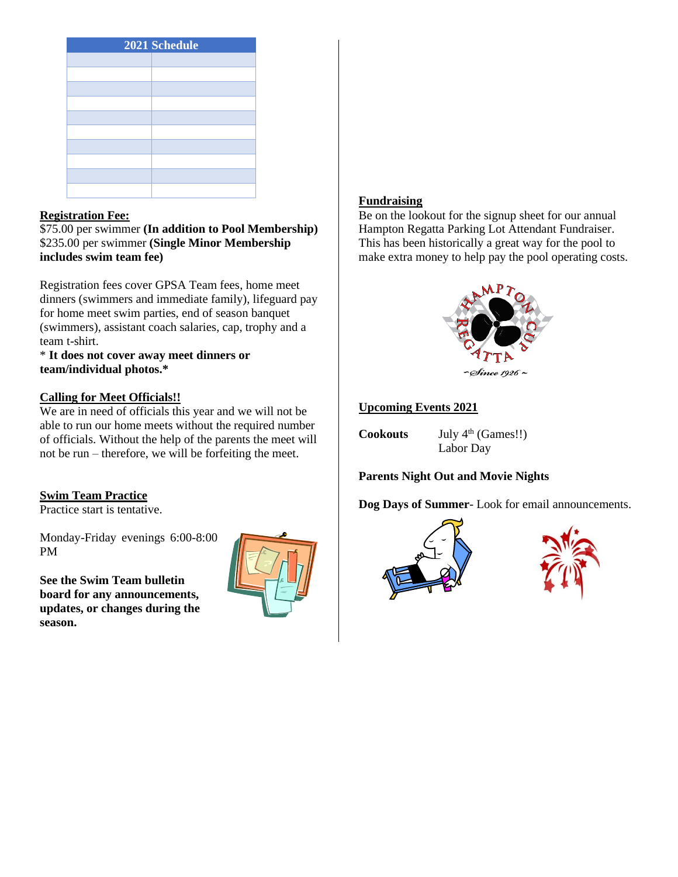| 2021 Schedule | |
|---|---|
| | |
| | |
| | |
| | |
| | |
| | |
| | |
| | |
| | |
| | |

**Registration Fee:**

$75.00 per swimmer **(In addition to Pool Membership)**
$235.00 per swimmer **(Single Minor Membership includes swim team fee)**

Registration fees cover GPSA Team fees, home meet dinners (swimmers and immediate family), lifeguard pay for home meet swim parties, end of season banquet (swimmers), assistant coach salaries, cap, trophy and a team t-shirt.
* **It does not cover away meet dinners or team/individual photos.***

**Calling for Meet Officials!!**

We are in need of officials this year and we will not be able to run our home meets without the required number of officials. Without the help of the parents the meet will not be run – therefore, we will be forfeiting the meet.

**Swim Team Practice**

Practice start is tentative.

Monday-Friday evenings 6:00-8:00 PM

**See the Swim Team bulletin board for any announcements, updates, or changes during the season.**

**Fundraising**

Be on the lookout for the signup sheet for our annual Hampton Regatta Parking Lot Attendant Fundraiser. This has been historically a great way for the pool to make extra money to help pay the pool operating costs.

**Upcoming Events 2021**

**Cookouts** July 4th (Games!!)
Labor Day

**Parents Night Out and Movie Nights**

**Dog Days of Summer**- Look for email announcements.